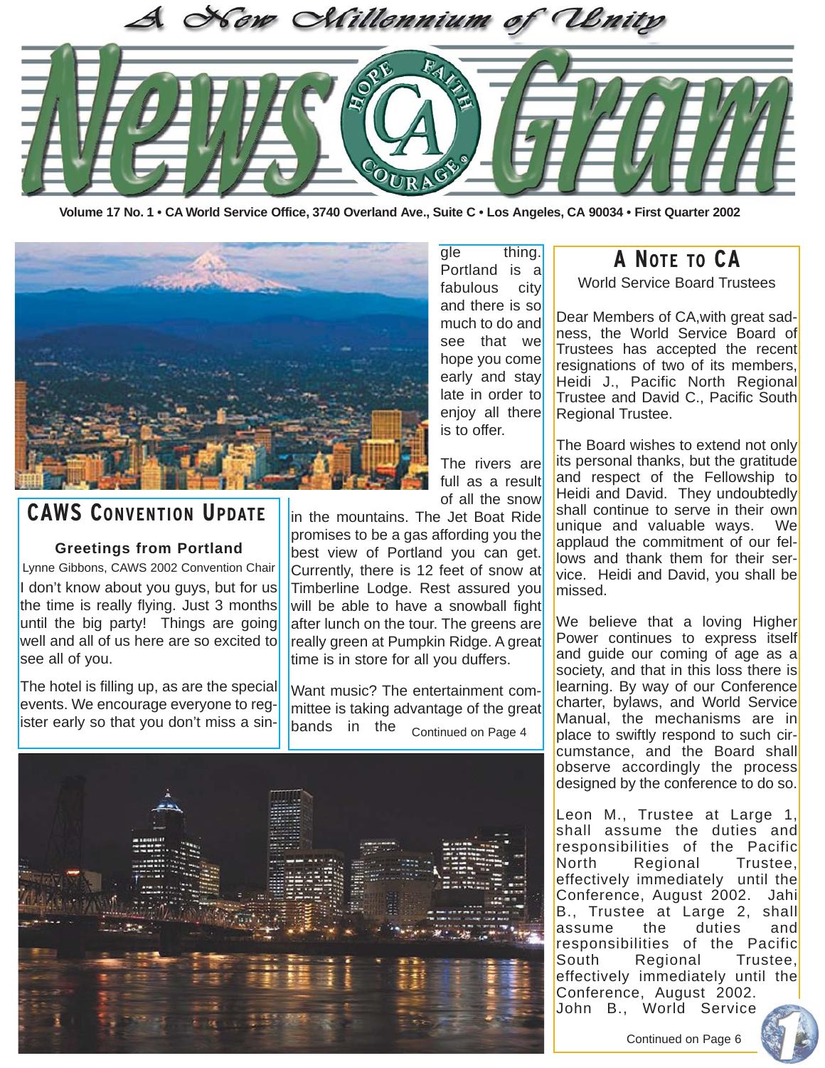# A New Millennium of Unity

# NewsGram

Volume 17 No. 1 • CA World Service Office, 3740 Overland Ave., Suite C • Los Angeles, CA 90034 • First Quarter 2002

## CAWS Convention Update

### Greetings from Portland

Lynne Gibbons, CAWS 2002 Convention Chair

I don't know about you guys, but for us the time is really flying. Just 3 months until the big party! Things are going well and all of us here are so excited to see all of you.

The hotel is filling up, as are the special events. We encourage everyone to register early so that you don't miss a single thing. Portland is a fabulous city and there is so much to do and see that we hope you come early and stay late in order to enjoy all there is to offer.

The rivers are full as a result of all the snow in the mountains. The Jet Boat Ride promises to be a gas affording you the best view of Portland you can get. Currently, there is 12 feet of snow at Timberline Lodge. Rest assured you will be able to have a snowball fight after lunch on the tour. The greens are really green at Pumpkin Ridge. A great time is in store for all you duffers.

Want music? The entertainment committee is taking advantage of the great bands in the

Continued on Page 4

## A Note to CA

World Service Board Trustees

Dear Members of CA,with great sadness, the World Service Board of Trustees has accepted the recent resignations of two of its members, Heidi J., Pacific North Regional Trustee and David C., Pacific South Regional Trustee.

The Board wishes to extend not only its personal thanks, but the gratitude and respect of the Fellowship to Heidi and David. They undoubtedly shall continue to serve in their own unique and valuable ways. We applaud the commitment of our fellows and thank them for their service. Heidi and David, you shall be missed.

We believe that a loving Higher Power continues to express itself and guide our coming of age as a society, and that in this loss there is learning. By way of our Conference charter, bylaws, and World Service Manual, the mechanisms are in place to swiftly respond to such circumstance, and the Board shall observe accordingly the process designed by the conference to do so.

Leon M., Trustee at Large 1, shall assume the duties and responsibilities of the Pacific North Regional Trustee, effectively immediately until the Conference, August 2002. Jahi B., Trustee at Large 2, shall assume the duties and responsibilities of the Pacific South Regional Trustee, effectively immediately until the Conference, August 2002. John B., World Service

Continued on Page 6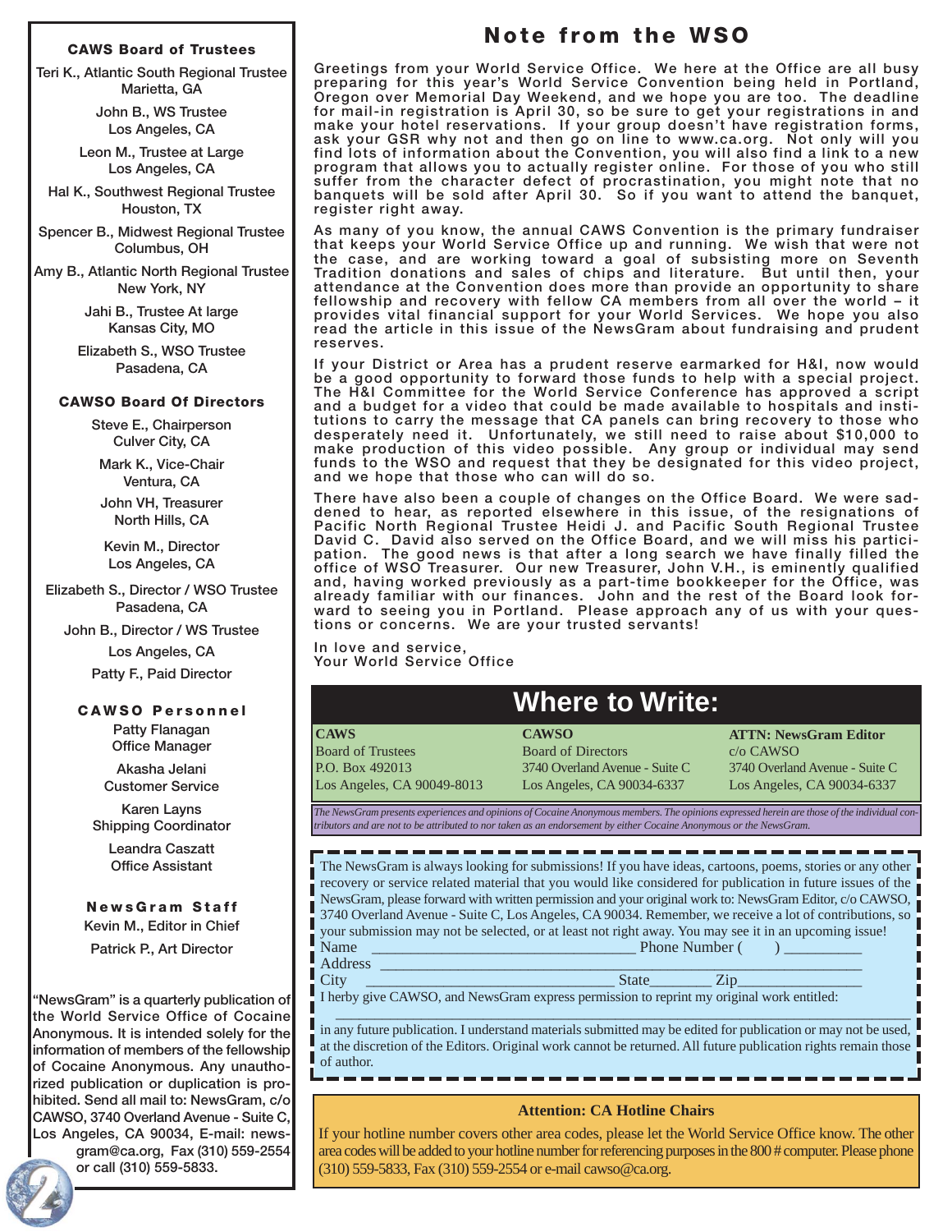### CAWS Board of Trustees

Teri K., Atlantic South Regional Trustee
Marietta, GA

John B., WS Trustee
Los Angeles, CA

Leon M., Trustee at Large
Los Angeles, CA

Hal K., Southwest Regional Trustee
Houston, TX

Spencer B., Midwest Regional Trustee
Columbus, OH

Amy B., Atlantic North Regional Trustee
New York, NY

Jahi B., Trustee At large
Kansas City, MO

Elizabeth S., WSO Trustee
Pasadena, CA

### CAWSO Board Of Directors

Steve E., Chairperson
Culver City, CA

Mark K., Vice-Chair
Ventura, CA

John VH, Treasurer
North Hills, CA

Kevin M., Director
Los Angeles, CA

Elizabeth S., Director / WSO Trustee
Pasadena, CA

John B., Director / WS Trustee
Los Angeles, CA

Patty F., Paid Director

### CAWSO Personnel

Patty Flanagan
Office Manager

Akasha Jelani
Customer Service

Karen Layns
Shipping Coordinator

Leandra Caszatt
Office Assistant

### NewsGram Staff

Kevin M., Editor in Chief

Patrick P., Art Director

"NewsGram" is a quarterly publication of the World Service Office of Cocaine Anonymous. It is intended solely for the information of members of the fellowship of Cocaine Anonymous. Any unauthorized publication or duplication is prohibited. Send all mail to: NewsGram, c/o CAWSO, 3740 Overland Avenue - Suite C, Los Angeles, CA 90034, E-mail: newsgram@ca.org, Fax (310) 559-2554 or call (310) 559-5833.

# Note from the WSO

Greetings from your World Service Office. We here at the Office are all busy preparing for this year's World Service Convention being held in Portland, Oregon over Memorial Day Weekend, and we hope you are too. The deadline for mail-in registration is April 30, so be sure to get your registrations in and make your hotel reservations. If your group doesn't have registration forms, ask your GSR why not and then go on line to www.ca.org. Not only will you find lots of information about the Convention, you will also find a link to a new program that allows you to actually register online. For those of you who still suffer from the character defect of procrastination, you might note that no banquets will be sold after April 30. So if you want to attend the banquet, register right away.

As many of you know, the annual CAWS Convention is the primary fundraiser that keeps your World Service Office up and running. We wish that were not the case, and are working toward a goal of subsisting more on Seventh Tradition donations and sales of chips and literature. But until then, your attendance at the Convention does more than provide an opportunity to share fellowship and recovery with fellow CA members from all over the world – it provides vital financial support for your World Services. We hope you also read the article in this issue of the NewsGram about fundraising and prudent reserves.

If your District or Area has a prudent reserve earmarked for H&I, now would be a good opportunity to forward those funds to help with a special project. The H&I Committee for the World Service Conference has approved a script and a budget for a video that could be made available to hospitals and institutions to carry the message that CA panels can bring recovery to those who desperately need it. Unfortunately, we still need to raise about $10,000 to make production of this video possible. Any group or individual may send funds to the WSO and request that they be designated for this video project, and we hope that those who can will do so.

There have also been a couple of changes on the Office Board. We were saddened to hear, as reported elsewhere in this issue, of the resignations of Pacific North Regional Trustee Heidi J. and Pacific South Regional Trustee David C. David also served on the Office Board, and we will miss his participation. The good news is that after a long search we have finally filled the office of WSO Treasurer. Our new Treasurer, John V.H., is eminently qualified and, having worked previously as a part-time bookkeeper for the Office, was already familiar with our finances. John and the rest of the Board look forward to seeing you in Portland. Please approach any of us with your questions or concerns. We are your trusted servants!

In love and service,
Your World Service Office

## Where to Write:

| **CAWS** | **CAWSO** | **ATTN: NewsGram Editor** |
|---|---|---|
| Board of Trustees | Board of Directors | c/o CAWSO |
| P.O. Box 492013 | 3740 Overland Avenue - Suite C | 3740 Overland Avenue - Suite C |
| Los Angeles, CA 90049-8013 | Los Angeles, CA 90034-6337 | Los Angeles, CA 90034-6337 |

*The NewsGram presents experiences and opinions of Cocaine Anonymous members. The opinions expressed herein are those of the individual contributors and are not to be attributed to nor taken as an endorsement by either Cocaine Anonymous or the NewsGram.*

The NewsGram is always looking for submissions! If you have ideas, cartoons, poems, stories or any other recovery or service related material that you would like considered for publication in future issues of the NewsGram, please forward with written permission and your original work to: NewsGram Editor, c/o CAWSO, 3740 Overland Avenue - Suite C, Los Angeles, CA 90034. Remember, we receive a lot of contributions, so your submission may not be selected, or at least not right away. You may see it in an upcoming issue!

Name ________________________________ Phone Number (     ) __________

Address ____________________________________________________________

City ______________________________ State________ Zip________________

I herby give CAWSO, and NewsGram express permission to reprint my original work entitled:

____________________________________________________________________

in any future publication. I understand materials submitted may be edited for publication or may not be used, at the discretion of the Editors. Original work cannot be returned. All future publication rights remain those of author.

**Attention: CA Hotline Chairs**

If your hotline number covers other area codes, please let the World Service Office know. The other area codes will be added to your hotline number for referencing purposes in the 800 # computer. Please phone (310) 559-5833, Fax (310) 559-2554 or e-mail cawso@ca.org.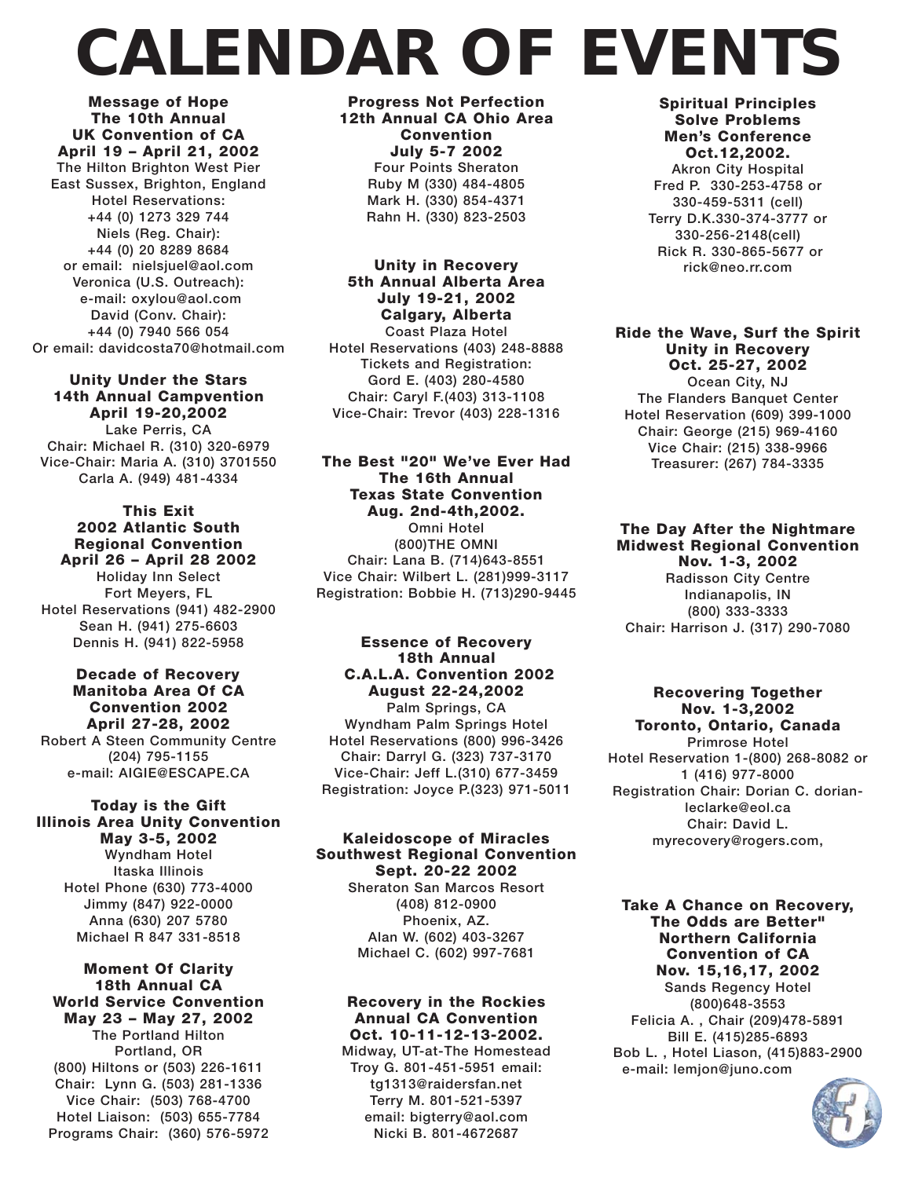# CALENDAR OF EVENTS

**Message of Hope**
**The 10th Annual**
**UK Convention of CA**
**April 19 – April 21, 2002**
The Hilton Brighton West Pier
East Sussex, Brighton, England
Hotel Reservations:
+44 (0) 1273 329 744
Niels (Reg. Chair):
+44 (0) 20 8289 8684
or email: nielsjuel@aol.com
Veronica (U.S. Outreach):
e-mail: oxylou@aol.com
David (Conv. Chair):
+44 (0) 7940 566 054
Or email: davidcosta70@hotmail.com

**Unity Under the Stars**
**14th Annual Campvention**
**April 19-20,2002**
Lake Perris, CA
Chair: Michael R. (310) 320-6979
Vice-Chair: Maria A. (310) 3701550
Carla A. (949) 481-4334

**This Exit**
**2002 Atlantic South**
**Regional Convention**
**April 26 – April 28 2002**
Holiday Inn Select
Fort Meyers, FL
Hotel Reservations (941) 482-2900
Sean H. (941) 275-6603
Dennis H. (941) 822-5958

**Decade of Recovery**
**Manitoba Area Of CA**
**Convention 2002**
**April 27-28, 2002**
Robert A Steen Community Centre
(204) 795-1155
e-mail: AIGIE@ESCAPE.CA

**Today is the Gift**
**Illinois Area Unity Convention**
**May 3-5, 2002**
Wyndham Hotel
Itaska Illinois
Hotel Phone (630) 773-4000
Jimmy (847) 922-0000
Anna (630) 207 5780
Michael R 847 331-8518

**Moment Of Clarity**
**18th Annual CA**
**World Service Convention**
**May 23 – May 27, 2002**
The Portland Hilton
Portland, OR
(800) Hiltons or (503) 226-1611
Chair: Lynn G. (503) 281-1336
Vice Chair: (503) 768-4700
Hotel Liaison: (503) 655-7784
Programs Chair: (360) 576-5972

**Progress Not Perfection**
**12th Annual CA Ohio Area**
**Convention**
**July 5-7 2002**
Four Points Sheraton
Ruby M (330) 484-4805
Mark H. (330) 854-4371
Rahn H. (330) 823-2503

**Unity in Recovery**
**5th Annual Alberta Area**
**July 19-21, 2002**
**Calgary, Alberta**
Coast Plaza Hotel
Hotel Reservations (403) 248-8888
Tickets and Registration:
Gord E. (403) 280-4580
Chair: Caryl F.(403) 313-1108
Vice-Chair: Trevor (403) 228-1316

**The Best "20" We've Ever Had**
**The 16th Annual**
**Texas State Convention**
**Aug. 2nd-4th,2002.**
Omni Hotel
(800)THE OMNI
Chair: Lana B. (714)643-8551
Vice Chair: Wilbert L. (281)999-3117
Registration: Bobbie H. (713)290-9445

**Essence of Recovery**
**18th Annual**
**C.A.L.A. Convention 2002**
**August 22-24,2002**
Palm Springs, CA
Wyndham Palm Springs Hotel
Hotel Reservations (800) 996-3426
Chair: Darryl G. (323) 737-3170
Vice-Chair: Jeff L.(310) 677-3459
Registration: Joyce P.(323) 971-5011

**Kaleidoscope of Miracles**
**Southwest Regional Convention**
**Sept. 20-22 2002**
Sheraton San Marcos Resort
(408) 812-0900
Phoenix, AZ.
Alan W. (602) 403-3267
Michael C. (602) 997-7681

**Recovery in the Rockies**
**Annual CA Convention**
**Oct. 10-11-12-13-2002.**
Midway, UT-at-The Homestead
Troy G. 801-451-5951 email:
tg1313@raidersfan.net
Terry M. 801-521-5397
email: bigterry@aol.com
Nicki B. 801-4672687

**Spiritual Principles**
**Solve Problems**
**Men's Conference**
**Oct.12,2002.**
Akron City Hospital
Fred P. 330-253-4758 or
330-459-5311 (cell)
Terry D.K.330-374-3777 or
330-256-2148(cell)
Rick R. 330-865-5677 or
rick@neo.rr.com

**Ride the Wave, Surf the Spirit**
**Unity in Recovery**
**Oct. 25-27, 2002**
Ocean City, NJ
The Flanders Banquet Center
Hotel Reservation (609) 399-1000
Chair: George (215) 969-4160
Vice Chair: (215) 338-9966
Treasurer: (267) 784-3335

**The Day After the Nightmare**
**Midwest Regional Convention**
**Nov. 1-3, 2002**
Radisson City Centre
Indianapolis, IN
(800) 333-3333
Chair: Harrison J. (317) 290-7080

**Recovering Together**
**Nov. 1-3,2002**
**Toronto, Ontario, Canada**
Primrose Hotel
Hotel Reservation 1-(800) 268-8082 or
1 (416) 977-8000
Registration Chair: Dorian C. dorian-leclarke@eol.ca
Chair: David L.
myrecovery@rogers.com,

**Take A Chance on Recovery,**
**The Odds are Better"**
**Northern California**
**Convention of CA**
**Nov. 15,16,17, 2002**
Sands Regency Hotel
(800)648-3553
Felicia A. , Chair (209)478-5891
Bill E. (415)285-6893
Bob L. , Hotel Liason, (415)883-2900
e-mail: lemjon@juno.com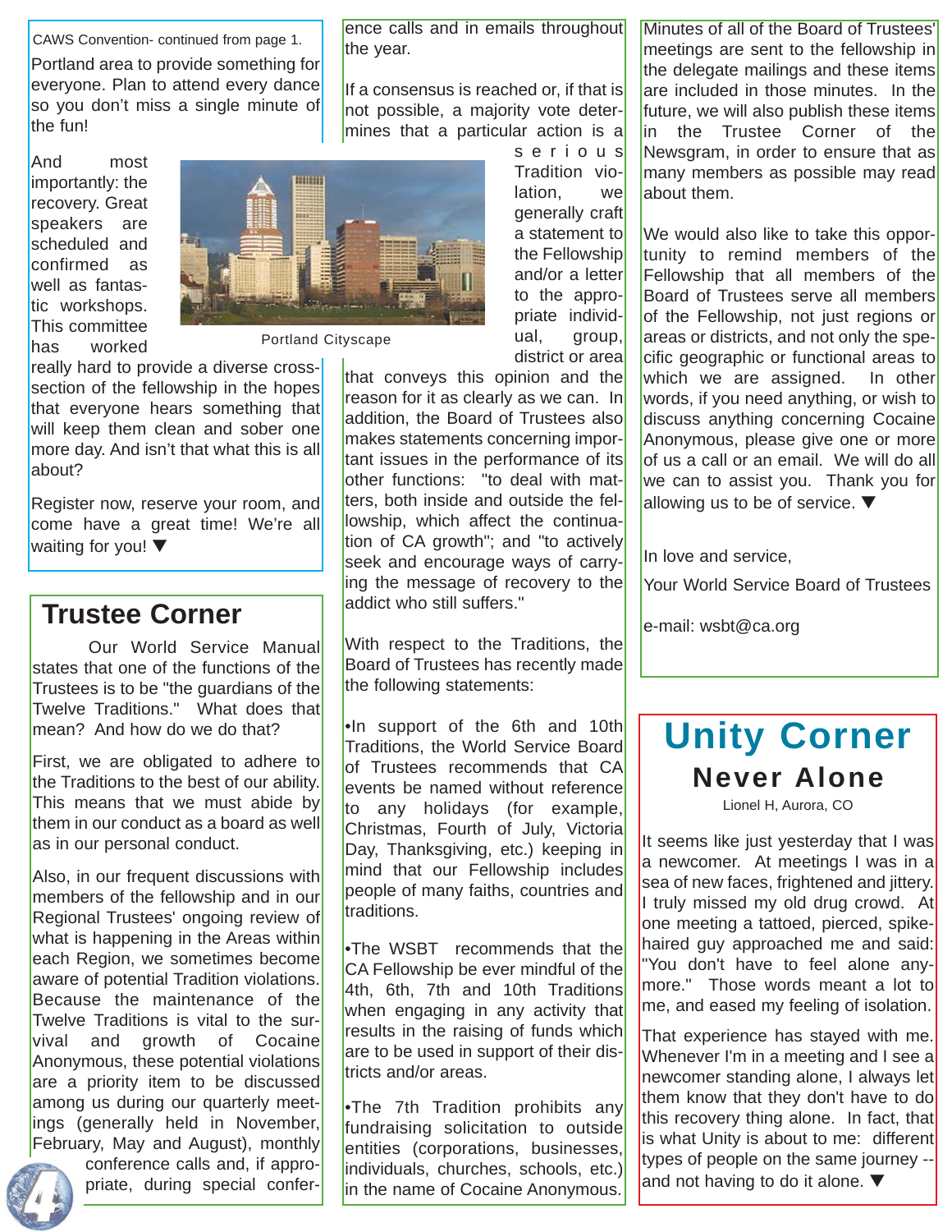CAWS Convention- continued from page 1.

Portland area to provide something for everyone. Plan to attend every dance so you don't miss a single minute of the fun!

And most importantly: the recovery. Great speakers are scheduled and confirmed as well as fantastic workshops. This committee has worked really hard to provide a diverse cross-section of the fellowship in the hopes that everyone hears something that will keep them clean and sober one more day. And isn't that what this is all about?

Portland Cityscape

Register now, reserve your room, and come have a great time! We're all waiting for you! ▼

## Trustee Corner

Our World Service Manual states that one of the functions of the Trustees is to be "the guardians of the Twelve Traditions." What does that mean? And how do we do that?

First, we are obligated to adhere to the Traditions to the best of our ability. This means that we must abide by them in our conduct as a board as well as in our personal conduct.

Also, in our frequent discussions with members of the fellowship and in our Regional Trustees' ongoing review of what is happening in the Areas within each Region, we sometimes become aware of potential Tradition violations. Because the maintenance of the Twelve Traditions is vital to the survival and growth of Cocaine Anonymous, these potential violations are a priority item to be discussed among us during our quarterly meetings (generally held in November, February, May and August), monthly conference calls and, if appropriate, during special conference calls and in emails throughout the year.

If a consensus is reached or, if that is not possible, a majority vote determines that a particular action is a serious Tradition violation, we generally craft a statement to the Fellowship and/or a letter to the appropriate individual, group, district or area that conveys this opinion and the reason for it as clearly as we can. In addition, the Board of Trustees also makes statements concerning important issues in the performance of its other functions: "to deal with matters, both inside and outside the fellowship, which affect the continuation of CA growth"; and "to actively seek and encourage ways of carrying the message of recovery to the addict who still suffers."

With respect to the Traditions, the Board of Trustees has recently made the following statements:

- In support of the 6th and 10th Traditions, the World Service Board of Trustees recommends that CA events be named without reference to any holidays (for example, Christmas, Fourth of July, Victoria Day, Thanksgiving, etc.) keeping in mind that our Fellowship includes people of many faiths, countries and traditions.
- The WSBT recommends that the CA Fellowship be ever mindful of the 4th, 6th, 7th and 10th Traditions when engaging in any activity that results in the raising of funds which are to be used in support of their districts and/or areas.
- The 7th Tradition prohibits any fundraising solicitation to outside entities (corporations, businesses, individuals, churches, schools, etc.) in the name of Cocaine Anonymous.

Minutes of all of the Board of Trustees' meetings are sent to the fellowship in the delegate mailings and these items are included in those minutes. In the future, we will also publish these items in the Trustee Corner of the Newsgram, in order to ensure that as many members as possible may read about them.

We would also like to take this opportunity to remind members of the Fellowship that all members of the Board of Trustees serve all members of the Fellowship, not just regions or areas or districts, and not only the specific geographic or functional areas to which we are assigned. In other words, if you need anything, or wish to discuss anything concerning Cocaine Anonymous, please give one or more of us a call or an email. We will do all we can to assist you. Thank you for allowing us to be of service. ▼

In love and service,

Your World Service Board of Trustees

e-mail: wsbt@ca.org

## Unity Corner

### Never Alone

Lionel H, Aurora, CO

It seems like just yesterday that I was a newcomer. At meetings I was in a sea of new faces, frightened and jittery. I truly missed my old drug crowd. At one meeting a tattoed, pierced, spike-haired guy approached me and said: "You don't have to feel alone anymore." Those words meant a lot to me, and eased my feeling of isolation.

That experience has stayed with me. Whenever I'm in a meeting and I see a newcomer standing alone, I always let them know that they don't have to do this recovery thing alone. In fact, that is what Unity is about to me: different types of people on the same journey -- and not having to do it alone. ▼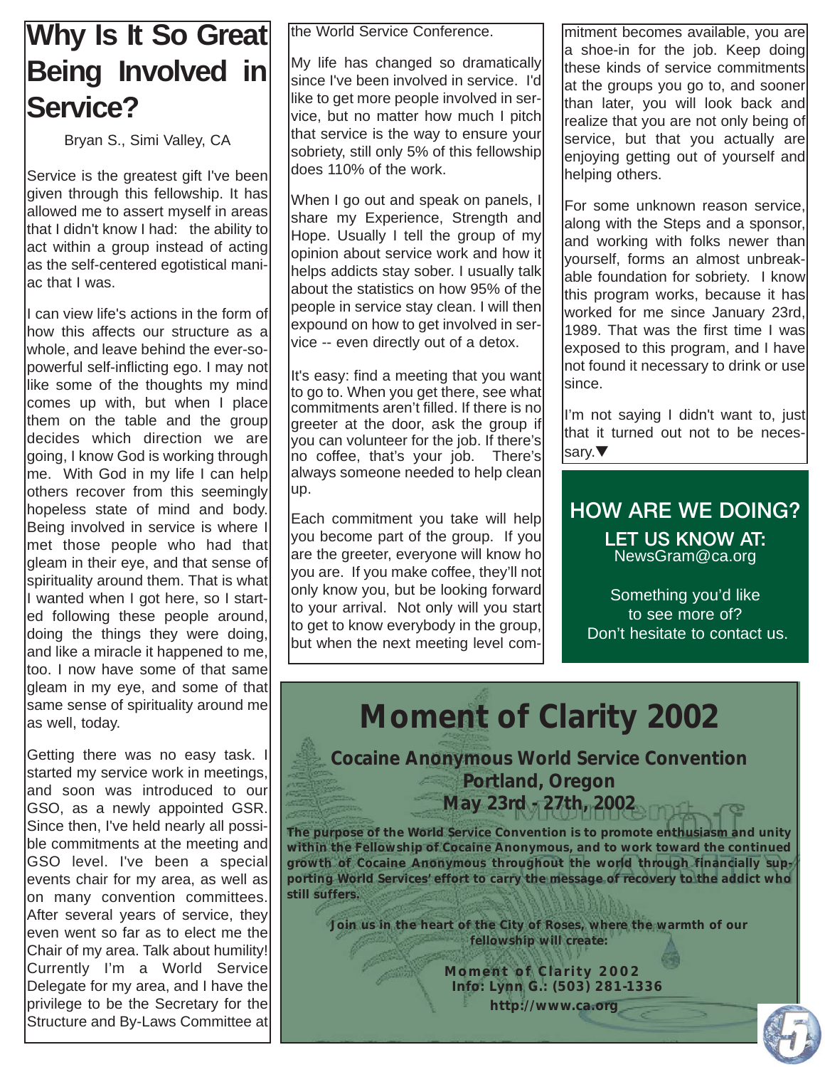# Why Is It So Great Being Involved in Service?

Bryan S., Simi Valley, CA

Service is the greatest gift I've been given through this fellowship. It has allowed me to assert myself in areas that I didn't know I had: the ability to act within a group instead of acting as the self-centered egotistical maniac that I was.

I can view life's actions in the form of how this affects our structure as a whole, and leave behind the ever-so-powerful self-inflicting ego. I may not like some of the thoughts my mind comes up with, but when I place them on the table and the group decides which direction we are going, I know God is working through me. With God in my life I can help others recover from this seemingly hopeless state of mind and body. Being involved in service is where I met those people who had that gleam in their eye, and that sense of spirituality around them. That is what I wanted when I got here, so I started following these people around, doing the things they were doing, and like a miracle it happened to me, too. I now have some of that same gleam in my eye, and some of that same sense of spirituality around me as well, today.

Getting there was no easy task. I started my service work in meetings, and soon was introduced to our GSO, as a newly appointed GSR. Since then, I've held nearly all possible commitments at the meeting and GSO level. I've been a special events chair for my area, as well as on many convention committees. After several years of service, they even went so far as to elect me the Chair of my area. Talk about humility! Currently I'm a World Service Delegate for my area, and I have the privilege to be the Secretary for the Structure and By-Laws Committee at the World Service Conference.

My life has changed so dramatically since I've been involved in service. I'd like to get more people involved in service, but no matter how much I pitch that service is the way to ensure your sobriety, still only 5% of this fellowship does 110% of the work.

When I go out and speak on panels, I share my Experience, Strength and Hope. Usually I tell the group of my opinion about service work and how it helps addicts stay sober. I usually talk about the statistics on how 95% of the people in service stay clean. I will then expound on how to get involved in service -- even directly out of a detox.

It's easy: find a meeting that you want to go to. When you get there, see what commitments aren't filled. If there is no greeter at the door, ask the group if you can volunteer for the job. If there's no coffee, that's your job. There's always someone needed to help clean up.

Each commitment you take will help you become part of the group. If you are the greeter, everyone will know ho you are. If you make coffee, they'll not only know you, but be looking forward to your arrival. Not only will you start to get to know everybody in the group, but when the next meeting level commitment becomes available, you are a shoe-in for the job. Keep doing these kinds of service commitments at the groups you go to, and sooner than later, you will look back and realize that you are not only being of service, but that you actually are enjoying getting out of yourself and helping others.

For some unknown reason service, along with the Steps and a sponsor, and working with folks newer than yourself, forms an almost unbreakable foundation for sobriety. I know this program works, because it has worked for me since January 23rd, 1989. That was the first time I was exposed to this program, and I have not found it necessary to drink or use since.

I'm not saying I didn't want to, just that it turned out not to be necessary.▼

---

**HOW ARE WE DOING?**

**LET US KNOW AT:**
NewsGram@ca.org

Something you'd like to see more of?
Don't hesitate to contact us.

---

# Moment of Clarity 2002

**Cocaine Anonymous World Service Convention**
**Portland, Oregon**
**May 23rd - 27th, 2002**

**The purpose of the World Service Convention is to promote enthusiasm and unity within the Fellowship of Cocaine Anonymous, and to work toward the continued growth of Cocaine Anonymous throughout the world through financially supporting World Services' effort to carry the message of recovery to the addict who still suffers.**

**Join us in the heart of the City of Roses, where the warmth of our fellowship will create:**

**Moment of Clarity 2002**
**Info: Lynn G.: (503) 281-1336**
**http://www.ca.org**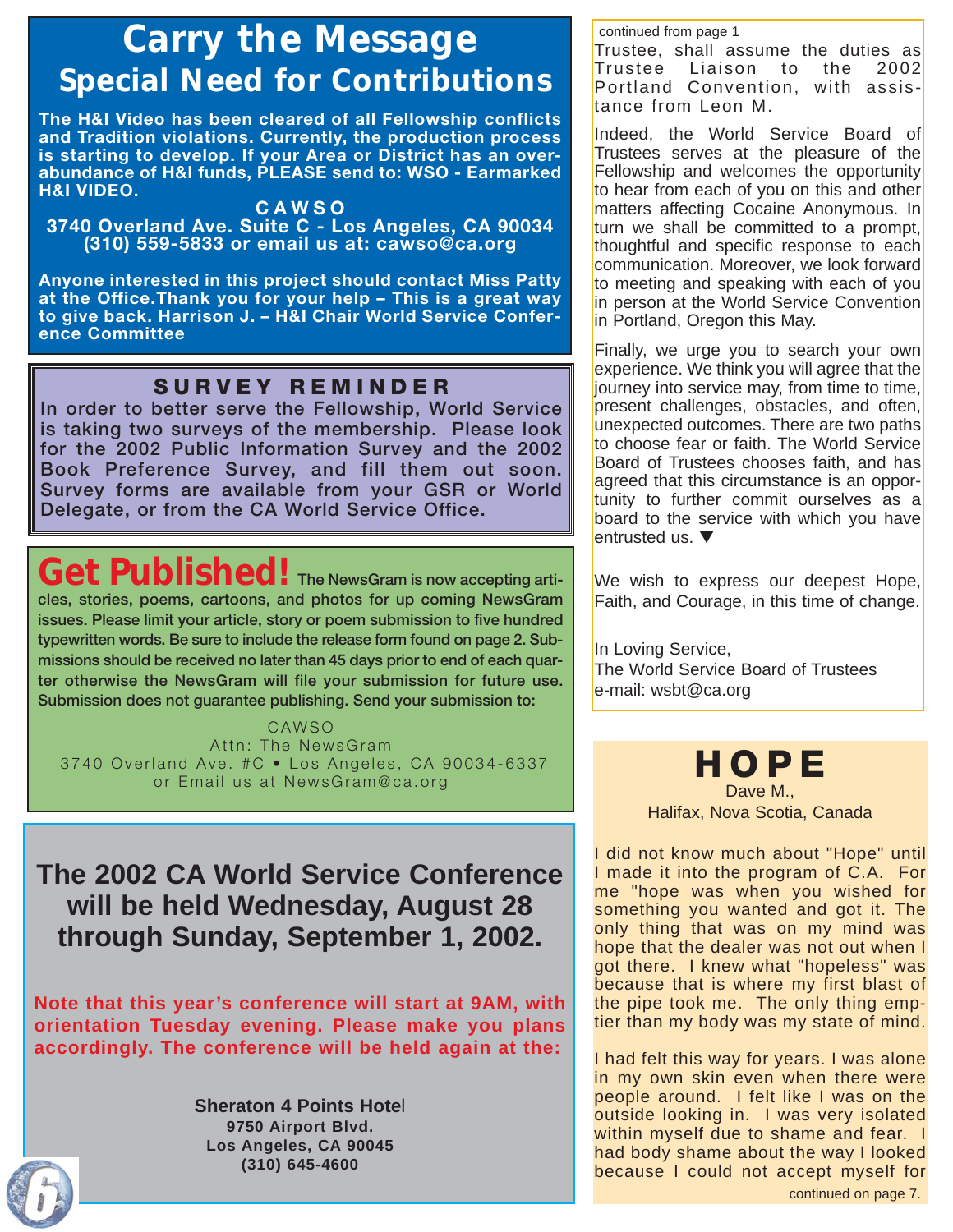# Carry the Message

## Special Need for Contributions

**The H&I Video has been cleared of all Fellowship conflicts and Tradition violations. Currently, the production process is starting to develop. If your Area or District has an overabundance of H&I funds, PLEASE send to: WSO - Earmarked H&I VIDEO.**

**CAWSO**
**3740 Overland Ave. Suite C - Los Angeles, CA 90034**
**(310) 559-5833 or email us at: cawso@ca.org**

**Anyone interested in this project should contact Miss Patty at the Office.Thank you for your help – This is a great way to give back. Harrison J. – H&I Chair World Service Conference Committee**

## SURVEY REMINDER

In order to better serve the Fellowship, World Service is taking two surveys of the membership. Please look for the 2002 Public Information Survey and the 2002 Book Preference Survey, and fill them out soon. Survey forms are available from your GSR or World Delegate, or from the CA World Service Office.

## Get Published!

**The NewsGram is now accepting articles, stories, poems, cartoons, and photos for up coming NewsGram issues. Please limit your article, story or poem submission to five hundred typewritten words. Be sure to include the release form found on page 2. Submissions should be received no later than 45 days prior to end of each quarter otherwise the NewsGram will file your submission for future use. Submission does not guarantee publishing. Send your submission to:**

CAWSO
Attn: The NewsGram
3740 Overland Ave. #C • Los Angeles, CA 90034-6337
or Email us at NewsGram@ca.org

## The 2002 CA World Service Conference will be held Wednesday, August 28 through Sunday, September 1, 2002.

**Note that this year's conference will start at 9AM, with orientation Tuesday evening. Please make you plans accordingly. The conference will be held again at the:**

**Sheraton 4 Points Hotel**
**9750 Airport Blvd.**
**Los Angeles, CA 90045**
**(310) 645-4600**

continued from page 1

Trustee, shall assume the duties as Trustee Liaison to the 2002 Portland Convention, with assistance from Leon M.

Indeed, the World Service Board of Trustees serves at the pleasure of the Fellowship and welcomes the opportunity to hear from each of you on this and other matters affecting Cocaine Anonymous. In turn we shall be committed to a prompt, thoughtful and specific response to each communication. Moreover, we look forward to meeting and speaking with each of you in person at the World Service Convention in Portland, Oregon this May.

Finally, we urge you to search your own experience. We think you will agree that the journey into service may, from time to time, present challenges, obstacles, and often, unexpected outcomes. There are two paths to choose fear or faith. The World Service Board of Trustees chooses faith, and has agreed that this circumstance is an opportunity to further commit ourselves as a board to the service with which you have entrusted us. ▼

We wish to express our deepest Hope, Faith, and Courage, in this time of change.

In Loving Service,
The World Service Board of Trustees
e-mail: wsbt@ca.org

## HOPE

Dave M.,
Halifax, Nova Scotia, Canada

I did not know much about "Hope" until I made it into the program of C.A. For me "hope was when you wished for something you wanted and got it. The only thing that was on my mind was hope that the dealer was not out when I got there. I knew what "hopeless" was because that is where my first blast of the pipe took me. The only thing emptier than my body was my state of mind.

I had felt this way for years. I was alone in my own skin even when there were people around. I felt like I was on the outside looking in. I was very isolated within myself due to shame and fear. I had body shame about the way I looked because I could not accept myself for

continued on page 7.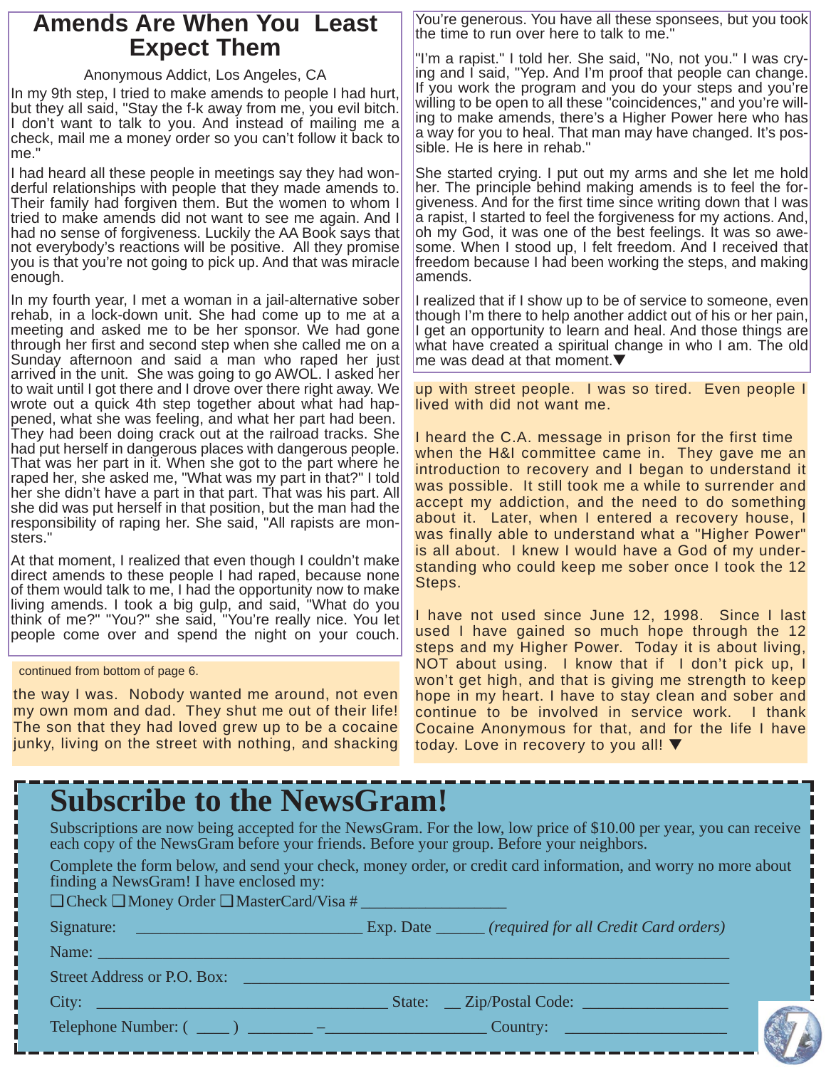# Amends Are When You Least Expect Them

Anonymous Addict, Los Angeles, CA

In my 9th step, I tried to make amends to people I had hurt, but they all said, "Stay the f-k away from me, you evil bitch. I don't want to talk to you. And instead of mailing me a check, mail me a money order so you can't follow it back to me."

I had heard all these people in meetings say they had wonderful relationships with people that they made amends to. Their family had forgiven them. But the women to whom I tried to make amends did not want to see me again. And I had no sense of forgiveness. Luckily the AA Book says that not everybody's reactions will be positive. All they promise you is that you're not going to pick up. And that was miracle enough.

In my fourth year, I met a woman in a jail-alternative sober rehab, in a lock-down unit. She had come up to me at a meeting and asked me to be her sponsor. We had gone through her first and second step when she called me on a Sunday afternoon and said a man who raped her just arrived in the unit. She was going to go AWOL. I asked her to wait until I got there and I drove over there right away. We wrote out a quick 4th step together about what had happened, what she was feeling, and what her part had been. They had been doing crack out at the railroad tracks. She had put herself in dangerous places with dangerous people. That was her part in it. When she got to the part where he raped her, she asked me, "What was my part in that?" I told her she didn't have a part in that part. That was his part. All she did was put herself in that position, but the man had the responsibility of raping her. She said, "All rapists are monsters."

At that moment, I realized that even though I couldn't make direct amends to these people I had raped, because none of them would talk to me, I had the opportunity now to make living amends. I took a big gulp, and said, "What do you think of me?" "You?" she said, "You're really nice. You let people come over and spend the night on your couch. You're generous. You have all these sponsees, but you took the time to run over here to talk to me."

"I'm a rapist." I told her. She said, "No, not you." I was crying and I said, "Yep. And I'm proof that people can change. If you work the program and you do your steps and you're willing to be open to all these "coincidences," and you're willing to make amends, there's a Higher Power here who has a way for you to heal. That man may have changed. It's possible. He is here in rehab."

She started crying. I put out my arms and she let me hold her. The principle behind making amends is to feel the forgiveness. And for the first time since writing down that I was a rapist, I started to feel the forgiveness for my actions. And, oh my God, it was one of the best feelings. It was so awesome. When I stood up, I felt freedom. And I received that freedom because I had been working the steps, and making amends.

I realized that if I show up to be of service to someone, even though I'm there to help another addict out of his or her pain, I get an opportunity to learn and heal. And those things are what have created a spiritual change in who I am. The old me was dead at that moment.▼

---

continued from bottom of page 6.

the way I was. Nobody wanted me around, not even my own mom and dad. They shut me out of their life! The son that they had loved grew up to be a cocaine junky, living on the street with nothing, and shacking up with street people. I was so tired. Even people I lived with did not want me.

I heard the C.A. message in prison for the first time when the H&I committee came in. They gave me an introduction to recovery and I began to understand it was possible. It still took me a while to surrender and accept my addiction, and the need to do something about it. Later, when I entered a recovery house, I was finally able to understand what a "Higher Power" is all about. I knew I would have a God of my understanding who could keep me sober once I took the 12 Steps.

I have not used since June 12, 1998. Since I last used I have gained so much hope through the 12 steps and my Higher Power. Today it is about living, NOT about using. I know that if I don't pick up, I won't get high, and that is giving me strength to keep hope in my heart. I have to stay clean and sober and continue to be involved in service work. I thank Cocaine Anonymous for that, and for the life I have today. Love in recovery to you all! ▼

---

# Subscribe to the NewsGram!

Subscriptions are now being accepted for the NewsGram. For the low, low price of $10.00 per year, you can receive each copy of the NewsGram before your friends. Before your group. Before your neighbors.

Complete the form below, and send your check, money order, or credit card information, and worry no more about finding a NewsGram! I have enclosed my:

❑ Check ❑ Money Order ❑ MasterCard/Visa # ________________

Signature: ___________________________ Exp. Date ______ *(required for all Credit Card orders)*

Name: ________________________________________________________________

Street Address or P.O. Box: ____________________________________________

City: ___________________________________ State: __ Zip/Postal Code: ________________

Telephone Number: ( ____ ) _______ –__________________ Country: __________________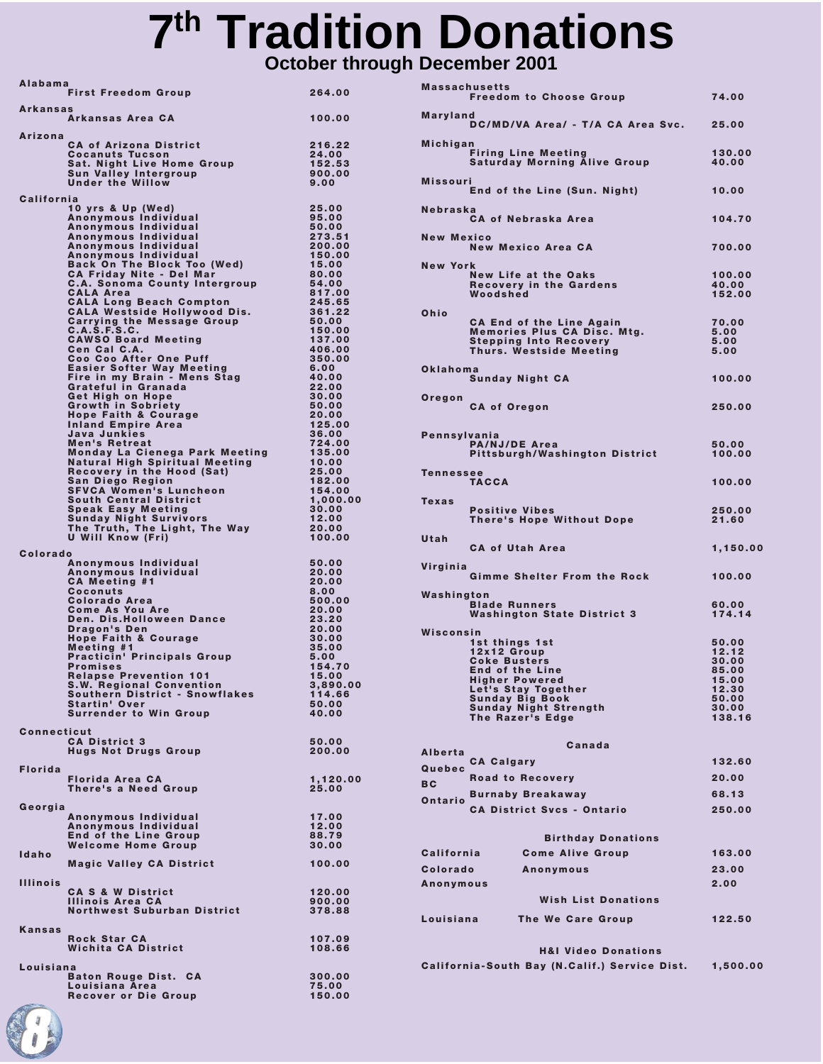# 7th Tradition Donations

### October through December 2001

| | | |
|---|---|---|
| **Alabama** | | |
| | First Freedom Group | 264.00 |
| **Arkansas** | | |
| | Arkansas Area CA | 100.00 |
| **Arizona** | | |
| | CA of Arizona District | 216.22 |
| | Cocanuts Tucson | 24.00 |
| | Sat. Night Live Home Group | 152.53 |
| | Sun Valley Intergroup | 900.00 |
| | Under the Willow | 9.00 |
| **California** | | |
| | 10 yrs & Up (Wed) | 25.00 |
| | Anonymous Individual | 95.00 |
| | Anonymous Individual | 50.00 |
| | Anonymous Individual | 273.51 |
| | Anonymous Individual | 200.00 |
| | Anonymous Individual | 150.00 |
| | Back On The Block Too (Wed) | 15.00 |
| | CA Friday Nite - Del Mar | 80.00 |
| | C.A. Sonoma County Intergroup | 54.00 |
| | CALA Area | 817.00 |
| | CALA Long Beach Compton | 245.65 |
| | CALA Westside Hollywood Dis. | 361.22 |
| | Carrying the Message Group | 50.00 |
| | C.A.S.F.S.C. | 150.00 |
| | CAWSO Board Meeting | 137.00 |
| | Cen Cal C.A. | 406.00 |
| | Coo Coo After One Puff | 350.00 |
| | Easier Softer Way Meeting | 6.00 |
| | Fire in my Brain - Mens Stag | 40.00 |
| | Grateful in Granada | 22.00 |
| | Get High on Hope | 30.00 |
| | Growth in Sobriety | 50.00 |
| | Hope Faith & Courage | 20.00 |
| | Inland Empire Area | 125.00 |
| | Java Junkies | 36.00 |
| | Men's Retreat | 724.00 |
| | Monday La Cienega Park Meeting | 135.00 |
| | Natural High Spiritual Meeting | 10.00 |
| | Recovery in the Hood (Sat) | 25.00 |
| | San Diego Region | 182.00 |
| | SFVCA Women's Luncheon | 154.00 |
| | South Central District | 1,000.00 |
| | Speak Easy Meeting | 30.00 |
| | Sunday Night Survivors | 12.00 |
| | The Truth, The Light, The Way | 20.00 |
| | U Will Know (Fri) | 100.00 |
| **Colorado** | | |
| | Anonymous Individual | 50.00 |
| | Anonymous Individual | 20.00 |
| | CA Meeting #1 | 20.00 |
| | Coconuts | 8.00 |
| | Colorado Area | 500.00 |
| | Come As You Are | 20.00 |
| | Den. Dis.Holloween Dance | 23.20 |
| | Dragon's Den | 20.00 |
| | Hope Faith & Courage | 30.00 |
| | Meeting #1 | 35.00 |
| | Practicin' Principals Group | 5.00 |
| | Promises | 154.70 |
| | Relapse Prevention 101 | 15.00 |
| | S.W. Regional Convention | 3,890.00 |
| | Southern District - Snowflakes | 114.66 |
| | Startin' Over | 50.00 |
| | Surrender to Win Group | 40.00 |
| **Connecticut** | | |
| | CA District 3 | 50.00 |
| | Hugs Not Drugs Group | 200.00 |
| **Florida** | | |
| | Florida Area CA | 1,120.00 |
| | There's a Need Group | 25.00 |
| **Georgia** | | |
| | Anonymous Individual | 17.00 |
| | Anonymous Individual | 12.00 |
| | End of the Line Group | 88.79 |
| | Welcome Home Group | 30.00 |
| **Idaho** | | |
| | Magic Valley CA District | 100.00 |
| **Illinois** | | |
| | CA S & W District | 120.00 |
| | Illinois Area CA | 900.00 |
| | Northwest Suburban District | 378.88 |
| **Kansas** | | |
| | Rock Star CA | 107.09 |
| | Wichita CA District | 108.66 |
| **Louisiana** | | |
| | Baton Rouge Dist. CA | 300.00 |
| | Louisiana Area | 75.00 |
| | Recover or Die Group | 150.00 |
| **Massachusetts** | | |
| | Freedom to Choose Group | 74.00 |
| **Maryland** | | |
| | DC/MD/VA Area/ - T/A CA Area Svc. | 25.00 |
| **Michigan** | | |
| | Firing Line Meeting | 130.00 |
| | Saturday Morning Alive Group | 40.00 |
| **Missouri** | | |
| | End of the Line (Sun. Night) | 10.00 |
| **Nebraska** | | |
| | CA of Nebraska Area | 104.70 |
| **New Mexico** | | |
| | New Mexico Area CA | 700.00 |
| **New York** | | |
| | New Life at the Oaks | 100.00 |
| | Recovery in the Gardens | 40.00 |
| | Woodshed | 152.00 |
| **Ohio** | | |
| | CA End of the Line Again | 70.00 |
| | Memories Plus CA Disc. Mtg. | 5.00 |
| | Stepping Into Recovery | 5.00 |
| | Thurs. Westside Meeting | 5.00 |
| **Oklahoma** | | |
| | Sunday Night CA | 100.00 |
| **Oregon** | | |
| | CA of Oregon | 250.00 |
| **Pennsylvania** | | |
| | PA/NJ/DE Area | 50.00 |
| | Pittsburgh/Washington District | 100.00 |
| **Tennessee** | | |
| | TACCA | 100.00 |
| **Texas** | | |
| | Positive Vibes | 250.00 |
| | There's Hope Without Dope | 21.60 |
| **Utah** | | |
| | CA of Utah Area | 1,150.00 |
| **Virginia** | | |
| | Gimme Shelter From the Rock | 100.00 |
| **Washington** | | |
| | Blade Runners | 60.00 |
| | Washington State District 3 | 174.14 |
| **Wisconsin** | | |
| | 1st things 1st | 50.00 |
| | 12x12 Group | 12.12 |
| | Coke Busters | 30.00 |
| | End of the Line | 85.00 |
| | Higher Powered | 15.00 |
| | Let's Stay Together | 12.30 |
| | Sunday Big Book | 50.00 |
| | Sunday Night Strength | 30.00 |
| | The Razer's Edge | 138.16 |

**Canada**

| | | |
|---|---|---|
| Alberta | CA Calgary | 132.60 |
| Quebec | Road to Recovery | 20.00 |
| BC | Burnaby Breakaway | 68.13 |
| Ontario | CA District Svcs - Ontario | 250.00 |

**Birthday Donations**

| | | |
|---|---|---|
| California | Come Alive Group | 163.00 |
| Colorado | Anonymous | 23.00 |
| Anonymous | | 2.00 |

**Wish List Donations**

| | | |
|---|---|---|
| Louisiana | The We Care Group | 122.50 |

**H&I Video Donations**

| | |
|---|---|
| California-South Bay (N.Calif.) Service Dist. | 1,500.00 |